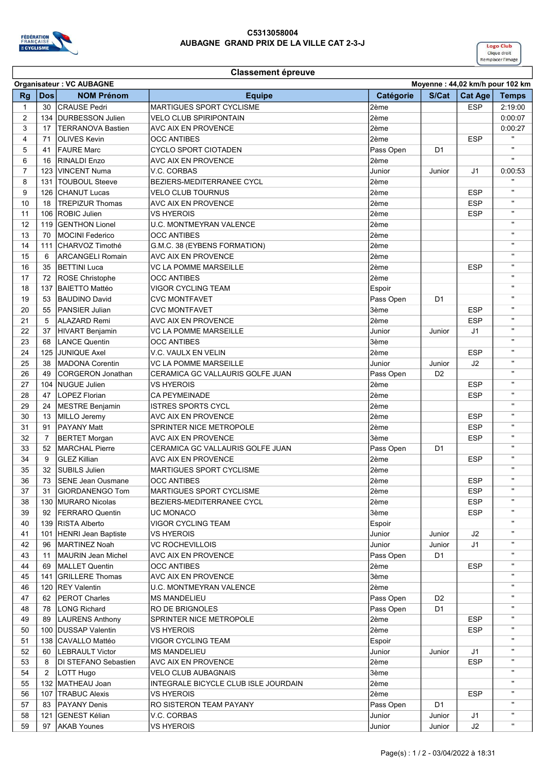# C5313058004
## AUBAGNE GRAND PRIX DE LA VILLE CAT 2-3-J

Logo Club
Clique droit
Remplacer l'image

### Classement épreuve

Organisateur : VC AUBAGNE — Moyenne : 44,02 km/h pour 102 km

| Rg | Dos | NOM Prénom | Equipe | Catégorie | S/Cat | Cat Age | Temps |
|---|---|---|---|---|---|---|---|
| 1 | 30 | CRAUSE Pedri | MARTIGUES SPORT CYCLISME | 2ème | | ESP | 2:19:00 |
| 2 | 134 | DURBESSON Julien | VELO CLUB SPIRIPONTAIN | 2ème | | | 0:00:07 |
| 3 | 17 | TERRANOVA Bastien | AVC AIX EN PROVENCE | 2ème | | | 0:00:27 |
| 4 | 71 | OLIVES Kevin | OCC ANTIBES | 2ème | | ESP | " |
| 5 | 41 | FAURE Marc | CYCLO SPORT CIOTADEN | Pass Open | D1 | | " |
| 6 | 16 | RINALDI Enzo | AVC AIX EN PROVENCE | 2ème | | | " |
| 7 | 123 | VINCENT Numa | V.C. CORBAS | Junior | Junior | J1 | 0:00:53 |
| 8 | 131 | TOUBOUL Steeve | BEZIERS-MEDITERRANEE CYCL | 2ème | | | " |
| 9 | 126 | CHANUT Lucas | VELO CLUB TOURNUS | 2ème | | ESP | " |
| 10 | 18 | TREPIZUR Thomas | AVC AIX EN PROVENCE | 2ème | | ESP | " |
| 11 | 106 | ROBIC Julien | VS HYEROIS | 2ème | | ESP | " |
| 12 | 119 | GENTHON Lionel | U.C. MONTMEYRAN VALENCE | 2ème | | | " |
| 13 | 70 | MOCINI Federico | OCC ANTIBES | 2ème | | | " |
| 14 | 111 | CHARVOZ Timothé | G.M.C. 38 (EYBENS FORMATION) | 2ème | | | " |
| 15 | 6 | ARCANGELI Romain | AVC AIX EN PROVENCE | 2ème | | | " |
| 16 | 35 | BETTINI Luca | VC LA POMME MARSEILLE | 2ème | | ESP | " |
| 17 | 72 | ROSE Christophe | OCC ANTIBES | 2ème | | | " |
| 18 | 137 | BAIETTO Mattéo | VIGOR CYCLING TEAM | Espoir | | | " |
| 19 | 53 | BAUDINO David | CVC MONTFAVET | Pass Open | D1 | | " |
| 20 | 55 | PANSIER Julian | CVC MONTFAVET | 3ème | | ESP | " |
| 21 | 5 | ALAZARD Remi | AVC AIX EN PROVENCE | 2ème | | ESP | " |
| 22 | 37 | HIVART Benjamin | VC LA POMME MARSEILLE | Junior | Junior | J1 | " |
| 23 | 68 | LANCE Quentin | OCC ANTIBES | 3ème | | | " |
| 24 | 125 | JUNIQUE Axel | V.C. VAULX EN VELIN | 2ème | | ESP | " |
| 25 | 38 | MADONA Corentin | VC LA POMME MARSEILLE | Junior | Junior | J2 | " |
| 26 | 49 | CORGERON Jonathan | CERAMICA GC VALLAURIS GOLFE JUAN | Pass Open | D2 | | " |
| 27 | 104 | NUGUE Julien | VS HYEROIS | 2ème | | ESP | " |
| 28 | 47 | LOPEZ Florian | CA PEYMEINADE | 2ème | | ESP | " |
| 29 | 24 | MESTRE Benjamin | ISTRES SPORTS CYCL | 2ème | | | " |
| 30 | 13 | MILLO Jeremy | AVC AIX EN PROVENCE | 2ème | | ESP | " |
| 31 | 91 | PAYANY Matt | SPRINTER NICE METROPOLE | 2ème | | ESP | " |
| 32 | 7 | BERTET Morgan | AVC AIX EN PROVENCE | 3ème | | ESP | " |
| 33 | 52 | MARCHAL Pierre | CERAMICA GC VALLAURIS GOLFE JUAN | Pass Open | D1 | | " |
| 34 | 9 | GLEZ Killian | AVC AIX EN PROVENCE | 2ème | | ESP | " |
| 35 | 32 | SUBILS Julien | MARTIGUES SPORT CYCLISME | 2ème | | | " |
| 36 | 73 | SENE Jean Ousmane | OCC ANTIBES | 2ème | | ESP | " |
| 37 | 31 | GIORDANENGO Tom | MARTIGUES SPORT CYCLISME | 2ème | | ESP | " |
| 38 | 130 | MURARO Nicolas | BEZIERS-MEDITERRANEE CYCL | 2ème | | ESP | " |
| 39 | 92 | FERRARO Quentin | UC MONACO | 3ème | | ESP | " |
| 40 | 139 | RISTA Alberto | VIGOR CYCLING TEAM | Espoir | | | " |
| 41 | 101 | HENRI Jean Baptiste | VS HYEROIS | Junior | Junior | J2 | " |
| 42 | 96 | MARTINEZ Noah | VC ROCHEVILLOIS | Junior | Junior | J1 | " |
| 43 | 11 | MAURIN Jean Michel | AVC AIX EN PROVENCE | Pass Open | D1 | | " |
| 44 | 69 | MALLET Quentin | OCC ANTIBES | 2ème | | ESP | " |
| 45 | 141 | GRILLERE Thomas | AVC AIX EN PROVENCE | 3ème | | | " |
| 46 | 120 | REY Valentin | U.C. MONTMEYRAN VALENCE | 2ème | | | " |
| 47 | 62 | PEROT Charles | MS MANDELIEU | Pass Open | D2 | | " |
| 48 | 78 | LONG Richard | RO DE BRIGNOLES | Pass Open | D1 | | " |
| 49 | 89 | LAURENS Anthony | SPRINTER NICE METROPOLE | 2ème | | ESP | " |
| 50 | 100 | DUSSAP Valentin | VS HYEROIS | 2ème | | ESP | " |
| 51 | 138 | CAVALLO Mattéo | VIGOR CYCLING TEAM | Espoir | | | " |
| 52 | 60 | LEBRAULT Victor | MS MANDELIEU | Junior | Junior | J1 | " |
| 53 | 8 | DI STEFANO Sebastien | AVC AIX EN PROVENCE | 2ème | | ESP | " |
| 54 | 2 | LOTT Hugo | VELO CLUB AUBAGNAIS | 3ème | | | " |
| 55 | 132 | MATHEAU Joan | INTEGRALE BICYCLE CLUB ISLE JOURDAIN | 2ème | | | " |
| 56 | 107 | TRABUC Alexis | VS HYEROIS | 2ème | | ESP | " |
| 57 | 83 | PAYANY Denis | RO SISTERON TEAM PAYANY | Pass Open | D1 | | " |
| 58 | 121 | GENEST Kélian | V.C. CORBAS | Junior | Junior | J1 | " |
| 59 | 97 | AKAB Younes | VS HYEROIS | Junior | Junior | J2 | " |

Page(s) : 1 / 2 - 03/04/2022 à 18:31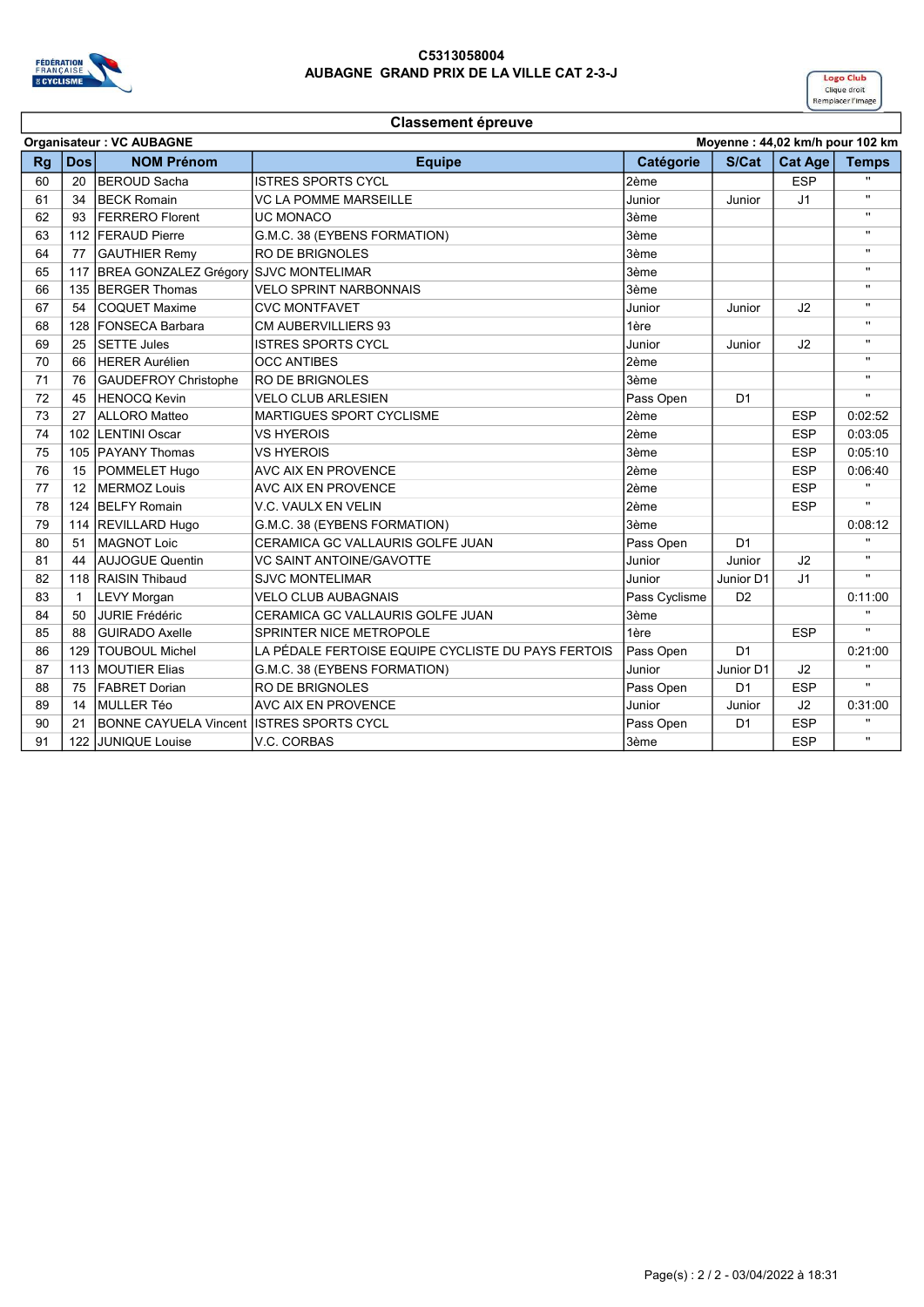**C5313058004**
**AUBAGNE GRAND PRIX DE LA VILLE CAT 2-3-J**

Logo Club
Clique droit
Remplacer l'image

## Classement épreuve

**Organisateur : VC AUBAGNE** **Moyenne : 44,02 km/h pour 102 km**

| Rg | Dos | NOM Prénom | Equipe | Catégorie | S/Cat | Cat Age | Temps |
|---|---|---|---|---|---|---|---|
| 60 | 20 | BEROUD Sacha | ISTRES SPORTS CYCL | 2ème | | ESP | " |
| 61 | 34 | BECK Romain | VC LA POMME MARSEILLE | Junior | Junior | J1 | " |
| 62 | 93 | FERRERO Florent | UC MONACO | 3ème | | | " |
| 63 | 112 | FERAUD Pierre | G.M.C. 38 (EYBENS FORMATION) | 3ème | | | " |
| 64 | 77 | GAUTHIER Remy | RO DE BRIGNOLES | 3ème | | | " |
| 65 | 117 | BREA GONZALEZ Grégory | SJVC MONTELIMAR | 3ème | | | " |
| 66 | 135 | BERGER Thomas | VELO SPRINT NARBONNAIS | 3ème | | | " |
| 67 | 54 | COQUET Maxime | CVC MONTFAVET | Junior | Junior | J2 | " |
| 68 | 128 | FONSECA Barbara | CM AUBERVILLIERS 93 | 1ère | | | " |
| 69 | 25 | SETTE Jules | ISTRES SPORTS CYCL | Junior | Junior | J2 | " |
| 70 | 66 | HERER Aurélien | OCC ANTIBES | 2ème | | | " |
| 71 | 76 | GAUDEFROY Christophe | RO DE BRIGNOLES | 3ème | | | " |
| 72 | 45 | HENOCQ Kevin | VELO CLUB ARLESIEN | Pass Open | D1 | | " |
| 73 | 27 | ALLORO Matteo | MARTIGUES SPORT CYCLISME | 2ème | | ESP | 0:02:52 |
| 74 | 102 | LENTINI Oscar | VS HYEROIS | 2ème | | ESP | 0:03:05 |
| 75 | 105 | PAYANY Thomas | VS HYEROIS | 3ème | | ESP | 0:05:10 |
| 76 | 15 | POMMELET Hugo | AVC AIX EN PROVENCE | 2ème | | ESP | 0:06:40 |
| 77 | 12 | MERMOZ Louis | AVC AIX EN PROVENCE | 2ème | | ESP | " |
| 78 | 124 | BELFY Romain | V.C. VAULX EN VELIN | 2ème | | ESP | " |
| 79 | 114 | REVILLARD Hugo | G.M.C. 38 (EYBENS FORMATION) | 3ème | | | 0:08:12 |
| 80 | 51 | MAGNOT Loic | CERAMICA GC VALLAURIS GOLFE JUAN | Pass Open | D1 | | " |
| 81 | 44 | AUJOGUE Quentin | VC SAINT ANTOINE/GAVOTTE | Junior | Junior | J2 | " |
| 82 | 118 | RAISIN Thibaud | SJVC MONTELIMAR | Junior | Junior D1 | J1 | " |
| 83 | 1 | LEVY Morgan | VELO CLUB AUBAGNAIS | Pass Cyclisme | D2 | | 0:11:00 |
| 84 | 50 | JURIE Frédéric | CERAMICA GC VALLAURIS GOLFE JUAN | 3ème | | | " |
| 85 | 88 | GUIRADO Axelle | SPRINTER NICE METROPOLE | 1ère | | ESP | " |
| 86 | 129 | TOUBOUL Michel | LA PÉDALE FERTOISE EQUIPE CYCLISTE DU PAYS FERTOIS | Pass Open | D1 | | 0:21:00 |
| 87 | 113 | MOUTIER Elias | G.M.C. 38 (EYBENS FORMATION) | Junior | Junior D1 | J2 | " |
| 88 | 75 | FABRET Dorian | RO DE BRIGNOLES | Pass Open | D1 | ESP | " |
| 89 | 14 | MULLER Téo | AVC AIX EN PROVENCE | Junior | Junior | J2 | 0:31:00 |
| 90 | 21 | BONNE CAYUELA Vincent | ISTRES SPORTS CYCL | Pass Open | D1 | ESP | " |
| 91 | 122 | JUNIQUE Louise | V.C. CORBAS | 3ème | | ESP | " |